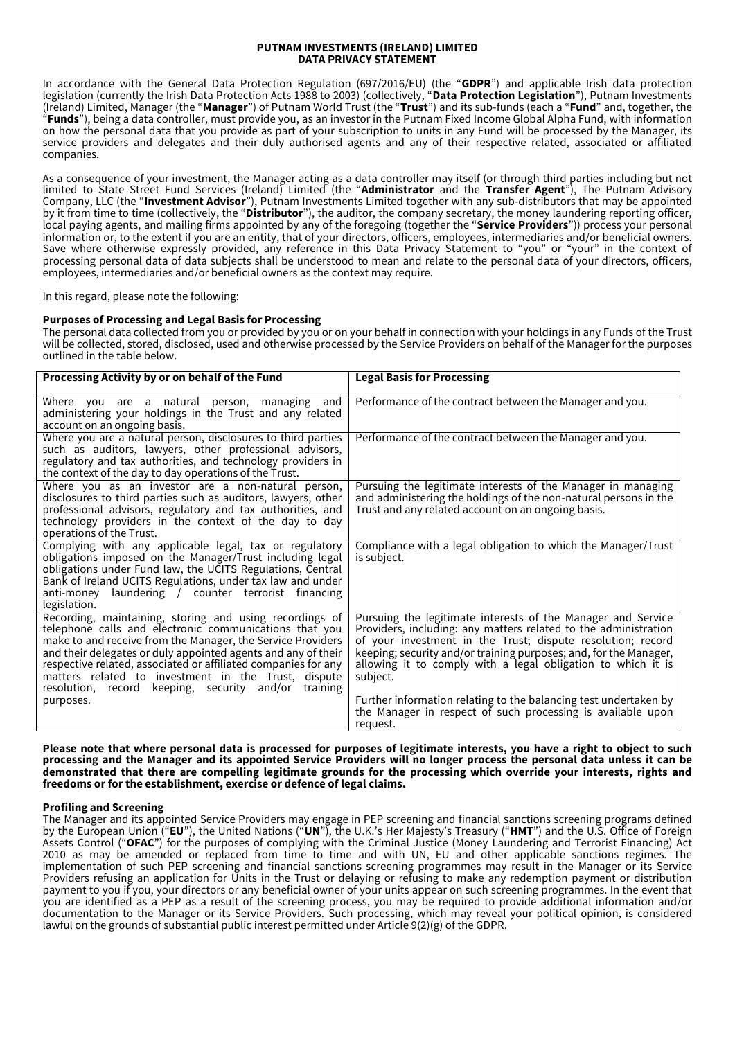# PUTNAM INVESTMENTS (IRELAND) LIMITED
## DATA PRIVACY STATEMENT

In accordance with the General Data Protection Regulation (697/2016/EU) (the "**GDPR**") and applicable Irish data protection legislation (currently the Irish Data Protection Acts 1988 to 2003) (collectively, "**Data Protection Legislation**"), Putnam Investments (Ireland) Limited, Manager (the "**Manager**") of Putnam World Trust (the "**Trust**") and its sub-funds (each a "**Fund**" and, together, the "**Funds**"), being a data controller, must provide you, as an investor in the Putnam Fixed Income Global Alpha Fund, with information on how the personal data that you provide as part of your subscription to units in any Fund will be processed by the Manager, its service providers and delegates and their duly authorised agents and any of their respective related, associated or affiliated companies.

As a consequence of your investment, the Manager acting as a data controller may itself (or through third parties including but not limited to State Street Fund Services (Ireland) Limited (the "**Administrator** and the **Transfer Agent**"), The Putnam Advisory Company, LLC (the "**Investment Advisor**"), Putnam Investments Limited together with any sub-distributors that may be appointed by it from time to time (collectively, the "**Distributor**"), the auditor, the company secretary, the money laundering reporting officer, local paying agents, and mailing firms appointed by any of the foregoing (together the "**Service Providers**")) process your personal information or, to the extent if you are an entity, that of your directors, officers, employees, intermediaries and/or beneficial owners. Save where otherwise expressly provided, any reference in this Data Privacy Statement to "you" or "your" in the context of processing personal data of data subjects shall be understood to mean and relate to the personal data of your directors, officers, employees, intermediaries and/or beneficial owners as the context may require.

In this regard, please note the following:

**Purposes of Processing and Legal Basis for Processing**

The personal data collected from you or provided by you or on your behalf in connection with your holdings in any Funds of the Trust will be collected, stored, disclosed, used and otherwise processed by the Service Providers on behalf of the Manager for the purposes outlined in the table below.

| Processing Activity by or on behalf of the Fund | Legal Basis for Processing |
|---|---|
| Where you are a natural person, managing and administering your holdings in the Trust and any related account on an ongoing basis. | Performance of the contract between the Manager and you. |
| Where you are a natural person, disclosures to third parties such as auditors, lawyers, other professional advisors, regulatory and tax authorities, and technology providers in the context of the day to day operations of the Trust. | Performance of the contract between the Manager and you. |
| Where you as an investor are a non-natural person, disclosures to third parties such as auditors, lawyers, other professional advisors, regulatory and tax authorities, and technology providers in the context of the day to day operations of the Trust. | Pursuing the legitimate interests of the Manager in managing and administering the holdings of the non-natural persons in the Trust and any related account on an ongoing basis. |
| Complying with any applicable legal, tax or regulatory obligations imposed on the Manager/Trust including legal obligations under Fund law, the UCITS Regulations, Central Bank of Ireland UCITS Regulations, under tax law and under anti-money laundering / counter terrorist financing legislation. | Compliance with a legal obligation to which the Manager/Trust is subject. |
| Recording, maintaining, storing and using recordings of telephone calls and electronic communications that you make to and receive from the Manager, the Service Providers and their delegates or duly appointed agents and any of their respective related, associated or affiliated companies for any matters related to investment in the Trust, dispute resolution, record keeping, security and/or training purposes. | Pursuing the legitimate interests of the Manager and Service Providers, including: any matters related to the administration of your investment in the Trust; dispute resolution; record keeping; security and/or training purposes; and, for the Manager, allowing it to comply with a legal obligation to which it is subject.<br><br>Further information relating to the balancing test undertaken by the Manager in respect of such processing is available upon request. |

**Please note that where personal data is processed for purposes of legitimate interests, you have a right to object to such processing and the Manager and its appointed Service Providers will no longer process the personal data unless it can be demonstrated that there are compelling legitimate grounds for the processing which override your interests, rights and freedoms or for the establishment, exercise or defence of legal claims.**

**Profiling and Screening**

The Manager and its appointed Service Providers may engage in PEP screening and financial sanctions screening programs defined by the European Union ("**EU**"), the United Nations ("**UN**"), the U.K.'s Her Majesty's Treasury ("**HMT**") and the U.S. Office of Foreign Assets Control ("**OFAC**") for the purposes of complying with the Criminal Justice (Money Laundering and Terrorist Financing) Act 2010 as may be amended or replaced from time to time and with UN, EU and other applicable sanctions regimes. The implementation of such PEP screening and financial sanctions screening programmes may result in the Manager or its Service Providers refusing an application for Units in the Trust or delaying or refusing to make any redemption payment or distribution payment to you if you, your directors or any beneficial owner of your units appear on such screening programmes. In the event that you are identified as a PEP as a result of the screening process, you may be required to provide additional information and/or documentation to the Manager or its Service Providers. Such processing, which may reveal your political opinion, is considered lawful on the grounds of substantial public interest permitted under Article 9(2)(g) of the GDPR.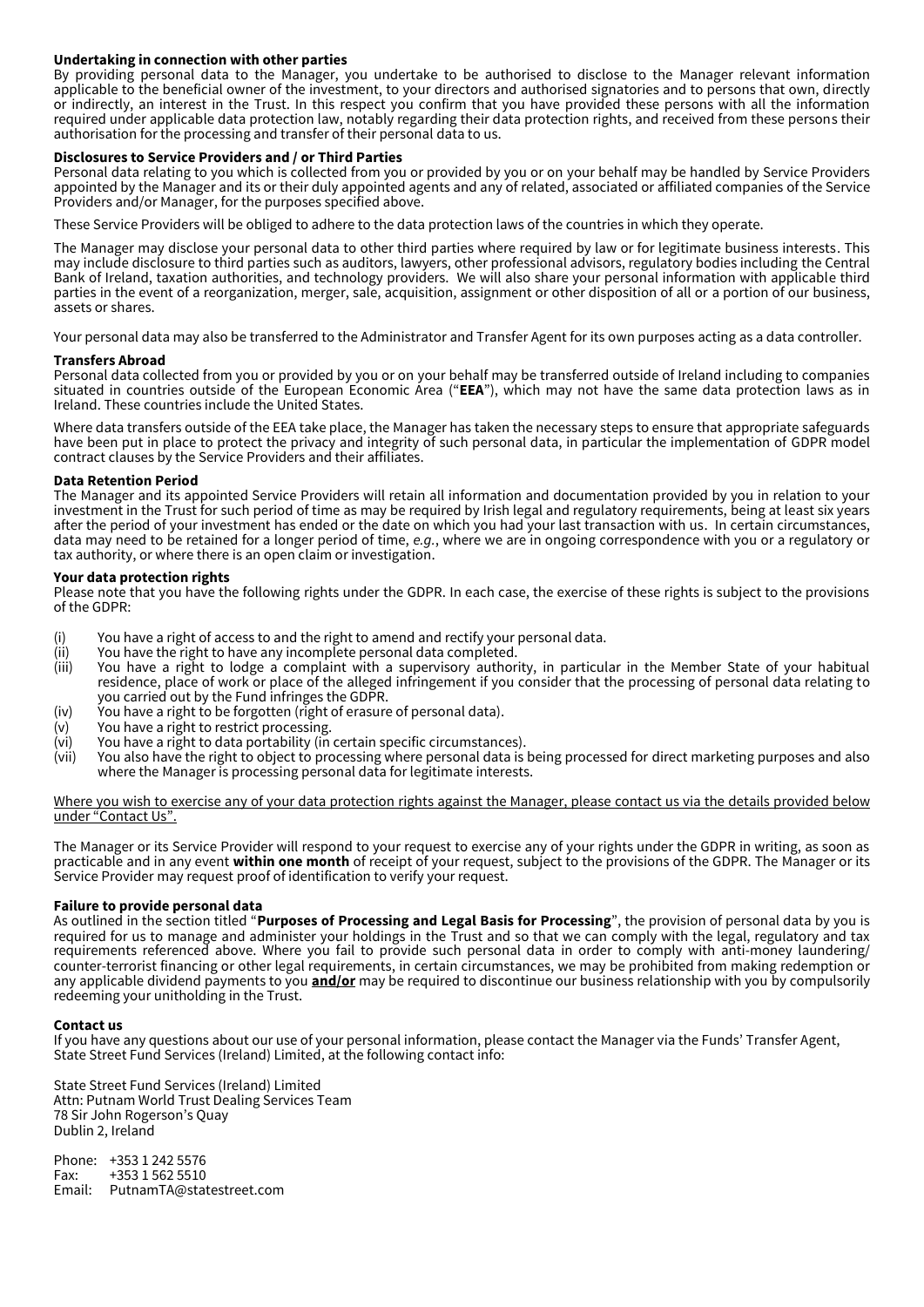**Undertaking in connection with other parties**
By providing personal data to the Manager, you undertake to be authorised to disclose to the Manager relevant information applicable to the beneficial owner of the investment, to your directors and authorised signatories and to persons that own, directly or indirectly, an interest in the Trust. In this respect you confirm that you have provided these persons with all the information required under applicable data protection law, notably regarding their data protection rights, and received from these persons their authorisation for the processing and transfer of their personal data to us.

**Disclosures to Service Providers and / or Third Parties**
Personal data relating to you which is collected from you or provided by you or on your behalf may be handled by Service Providers appointed by the Manager and its or their duly appointed agents and any of related, associated or affiliated companies of the Service Providers and/or Manager, for the purposes specified above.

These Service Providers will be obliged to adhere to the data protection laws of the countries in which they operate.

The Manager may disclose your personal data to other third parties where required by law or for legitimate business interests. This may include disclosure to third parties such as auditors, lawyers, other professional advisors, regulatory bodies including the Central Bank of Ireland, taxation authorities, and technology providers. We will also share your personal information with applicable third parties in the event of a reorganization, merger, sale, acquisition, assignment or other disposition of all or a portion of our business, assets or shares.

Your personal data may also be transferred to the Administrator and Transfer Agent for its own purposes acting as a data controller.

**Transfers Abroad**
Personal data collected from you or provided by you or on your behalf may be transferred outside of Ireland including to companies situated in countries outside of the European Economic Area ("**EEA**"), which may not have the same data protection laws as in Ireland. These countries include the United States.

Where data transfers outside of the EEA take place, the Manager has taken the necessary steps to ensure that appropriate safeguards have been put in place to protect the privacy and integrity of such personal data, in particular the implementation of GDPR model contract clauses by the Service Providers and their affiliates.

**Data Retention Period**
The Manager and its appointed Service Providers will retain all information and documentation provided by you in relation to your investment in the Trust for such period of time as may be required by Irish legal and regulatory requirements, being at least six years after the period of your investment has ended or the date on which you had your last transaction with us. In certain circumstances, data may need to be retained for a longer period of time, *e.g.*, where we are in ongoing correspondence with you or a regulatory or tax authority, or where there is an open claim or investigation.

**Your data protection rights**
Please note that you have the following rights under the GDPR. In each case, the exercise of these rights is subject to the provisions of the GDPR:

(i) You have a right of access to and the right to amend and rectify your personal data.
(ii) You have the right to have any incomplete personal data completed.
(iii) You have a right to lodge a complaint with a supervisory authority, in particular in the Member State of your habitual residence, place of work or place of the alleged infringement if you consider that the processing of personal data relating to you carried out by the Fund infringes the GDPR.
(iv) You have a right to be forgotten (right of erasure of personal data).
(v) You have a right to restrict processing.
(vi) You have a right to data portability (in certain specific circumstances).
(vii) You also have the right to object to processing where personal data is being processed for direct marketing purposes and also where the Manager is processing personal data for legitimate interests.

<u>Where you wish to exercise any of your data protection rights against the Manager, please contact us via the details provided below under "Contact Us".</u>

The Manager or its Service Provider will respond to your request to exercise any of your rights under the GDPR in writing, as soon as practicable and in any event **within one month** of receipt of your request, subject to the provisions of the GDPR. The Manager or its Service Provider may request proof of identification to verify your request.

**Failure to provide personal data**
As outlined in the section titled "**Purposes of Processing and Legal Basis for Processing**", the provision of personal data by you is required for us to manage and administer your holdings in the Trust and so that we can comply with the legal, regulatory and tax requirements referenced above. Where you fail to provide such personal data in order to comply with anti-money laundering/ counter-terrorist financing or other legal requirements, in certain circumstances, we may be prohibited from making redemption or any applicable dividend payments to you ***<u>and/or</u>*** may be required to discontinue our business relationship with you by compulsorily redeeming your unitholding in the Trust.

**Contact us**
If you have any questions about our use of your personal information, please contact the Manager via the Funds' Transfer Agent, State Street Fund Services (Ireland) Limited, at the following contact info:

State Street Fund Services (Ireland) Limited
Attn: Putnam World Trust Dealing Services Team
78 Sir John Rogerson's Quay
Dublin 2, Ireland

Phone: +353 1 242 5576
Fax: +353 1 562 5510
Email: PutnamTA@statestreet.com